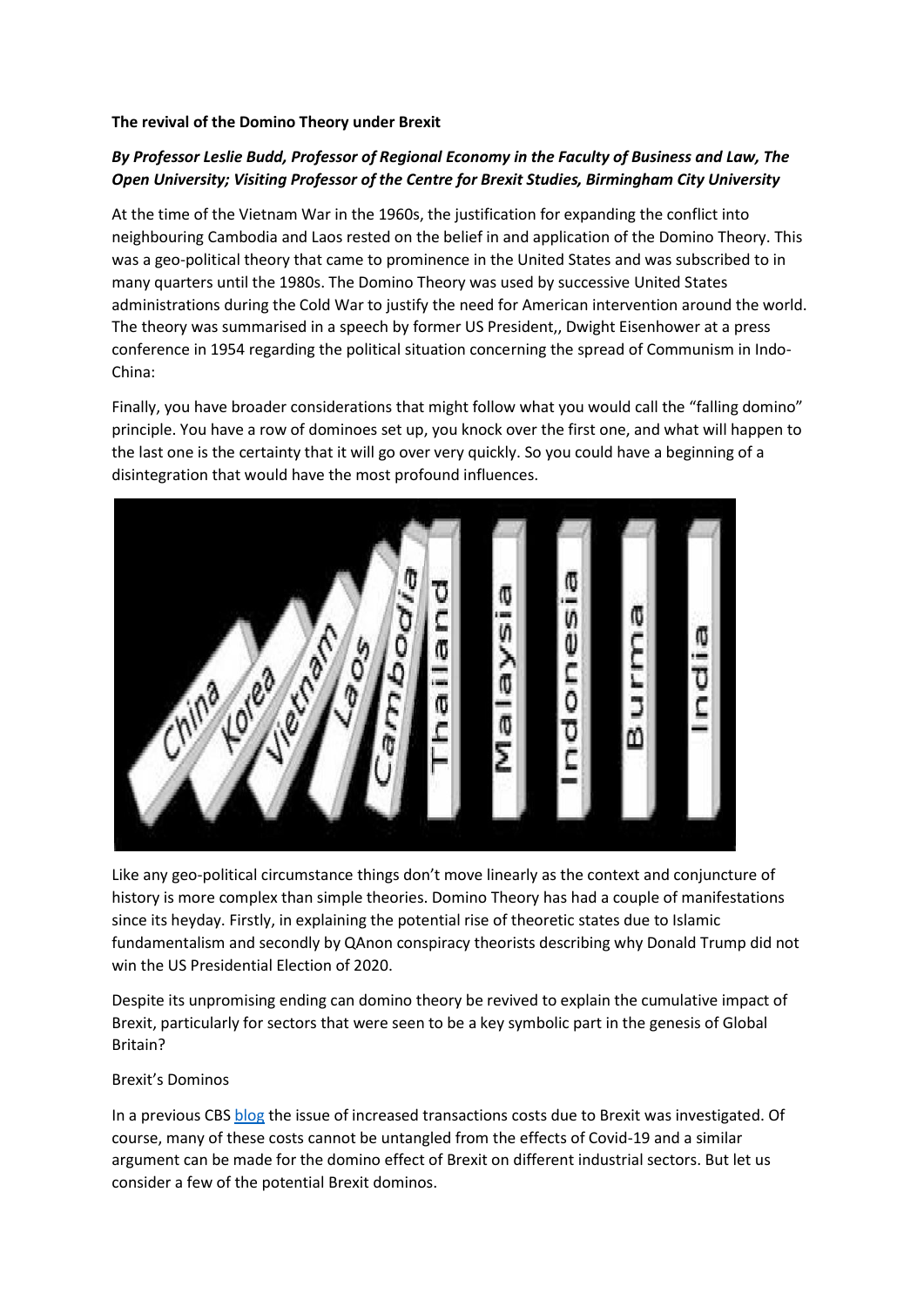**The revival of the Domino Theory under Brexit**

***By Professor Leslie Budd, Professor of Regional Economy in the Faculty of Business and Law, The Open University; Visiting Professor of the Centre for Brexit Studies, Birmingham City University***

At the time of the Vietnam War in the 1960s, the justification for expanding the conflict into neighbouring Cambodia and Laos rested on the belief in and application of the Domino Theory. This was a geo-political theory that came to prominence in the United States and was subscribed to in many quarters until the 1980s. The Domino Theory was used by successive United States administrations during the Cold War to justify the need for American intervention around the world. The theory was summarised in a speech by former US President,, Dwight Eisenhower at a press conference in 1954 regarding the political situation concerning the spread of Communism in Indo-China:

Finally, you have broader considerations that might follow what you would call the "falling domino" principle. You have a row of dominoes set up, you knock over the first one, and what will happen to the last one is the certainty that it will go over very quickly. So you could have a beginning of a disintegration that would have the most profound influences.

Like any geo-political circumstance things don't move linearly as the context and conjuncture of history is more complex than simple theories. Domino Theory has had a couple of manifestations since its heyday. Firstly, in explaining the potential rise of theoretic states due to Islamic fundamentalism and secondly by QAnon conspiracy theorists describing why Donald Trump did not win the US Presidential Election of 2020.

Despite its unpromising ending can domino theory be revived to explain the cumulative impact of Brexit, particularly for sectors that were seen to be a key symbolic part in the genesis of Global Britain?

Brexit's Dominos

In a previous CBS blog the issue of increased transactions costs due to Brexit was investigated. Of course, many of these costs cannot be untangled from the effects of Covid-19 and a similar argument can be made for the domino effect of Brexit on different industrial sectors. But let us consider a few of the potential Brexit dominos.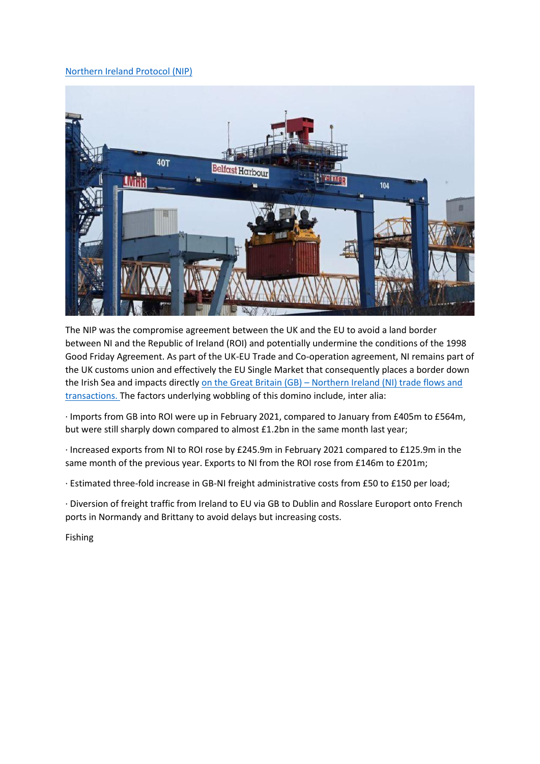Northern Ireland Protocol (NIP)

The NIP was the compromise agreement between the UK and the EU to avoid a land border between NI and the Republic of Ireland (ROI) and potentially undermine the conditions of the 1998 Good Friday Agreement. As part of the UK-EU Trade and Co-operation agreement, NI remains part of the UK customs union and effectively the EU Single Market that consequently places a border down the Irish Sea and impacts directly on the Great Britain (GB) – Northern Ireland (NI) trade flows and transactions. The factors underlying wobbling of this domino include, inter alia:

· Imports from GB into ROI were up in February 2021, compared to January from £405m to £564m, but were still sharply down compared to almost £1.2bn in the same month last year;

· Increased exports from NI to ROI rose by £245.9m in February 2021 compared to £125.9m in the same month of the previous year. Exports to NI from the ROI rose from £146m to £201m;

· Estimated three-fold increase in GB-NI freight administrative costs from £50 to £150 per load;

· Diversion of freight traffic from Ireland to EU via GB to Dublin and Rosslare Europort onto French ports in Normandy and Brittany to avoid delays but increasing costs.

Fishing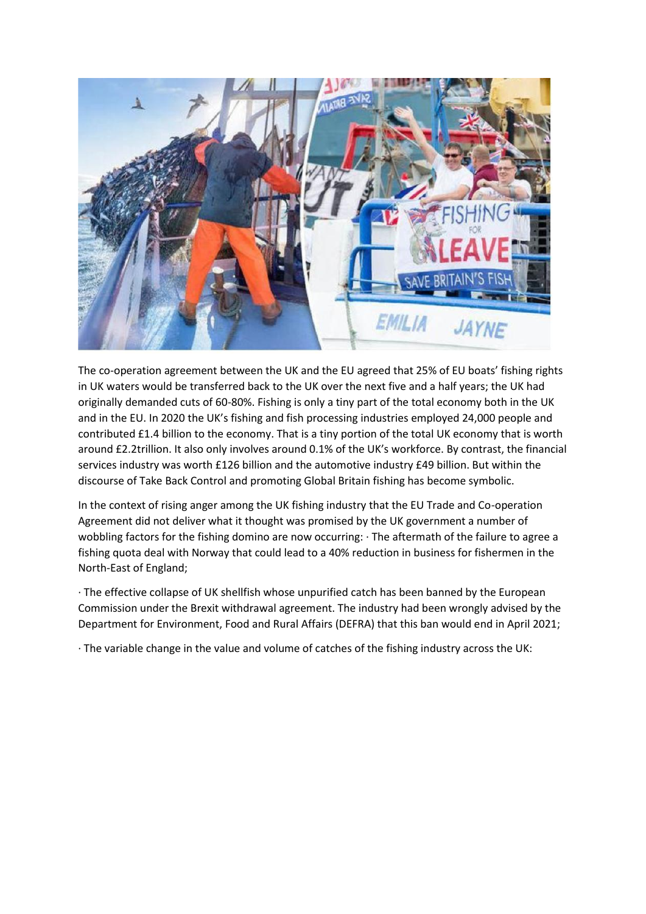The co-operation agreement between the UK and the EU agreed that 25% of EU boats' fishing rights in UK waters would be transferred back to the UK over the next five and a half years; the UK had originally demanded cuts of 60-80%. Fishing is only a tiny part of the total economy both in the UK and in the EU. In 2020 the UK's fishing and fish processing industries employed 24,000 people and contributed £1.4 billion to the economy. That is a tiny portion of the total UK economy that is worth around £2.2trillion. It also only involves around 0.1% of the UK's workforce. By contrast, the financial services industry was worth £126 billion and the automotive industry £49 billion. But within the discourse of Take Back Control and promoting Global Britain fishing has become symbolic.

In the context of rising anger among the UK fishing industry that the EU Trade and Co-operation Agreement did not deliver what it thought was promised by the UK government a number of wobbling factors for the fishing domino are now occurring: · The aftermath of the failure to agree a fishing quota deal with Norway that could lead to a 40% reduction in business for fishermen in the North-East of England;

· The effective collapse of UK shellfish whose unpurified catch has been banned by the European Commission under the Brexit withdrawal agreement. The industry had been wrongly advised by the Department for Environment, Food and Rural Affairs (DEFRA) that this ban would end in April 2021;

· The variable change in the value and volume of catches of the fishing industry across the UK: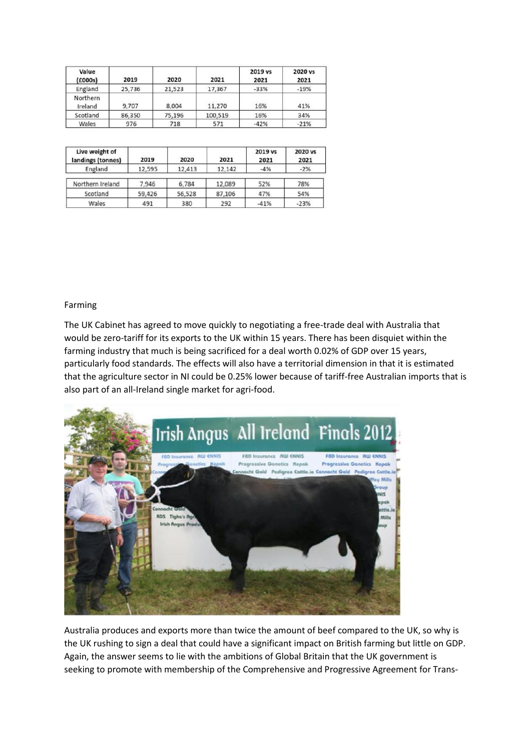| Value (£000s) | 2019 | 2020 | 2021 | 2019 vs 2021 | 2020 vs 2021 |
|---|---|---|---|---|---|
| England | 25,736 | 21,523 | 17,367 | -33% | -19% |
| Northern Ireland | 9,707 | 8,004 | 11,270 | 16% | 41% |
| Scotland | 86,350 | 75,196 | 100,519 | 16% | 34% |
| Wales | 976 | 718 | 571 | -42% | -21% |

| Live weight of landings (tonnes) | 2019 | 2020 | 2021 | 2019 vs 2021 | 2020 vs 2021 |
|---|---|---|---|---|---|
| England | 12,595 | 12,413 | 12,142 | -4% | -2% |
| Northern Ireland | 7,946 | 6,784 | 12,089 | 52% | 78% |
| Scotland | 59,426 | 56,528 | 87,106 | 47% | 54% |
| Wales | 491 | 380 | 292 | -41% | -23% |

Farming

The UK Cabinet has agreed to move quickly to negotiating a free-trade deal with Australia that would be zero-tariff for its exports to the UK within 15 years. There has been disquiet within the farming industry that much is being sacrificed for a deal worth 0.02% of GDP over 15 years, particularly food standards. The effects will also have a territorial dimension in that it is estimated that the agriculture sector in NI could be 0.25% lower because of tariff-free Australian imports that is also part of an all-Ireland single market for agri-food.

Australia produces and exports more than twice the amount of beef compared to the UK, so why is the UK rushing to sign a deal that could have a significant impact on British farming but little on GDP. Again, the answer seems to lie with the ambitions of Global Britain that the UK government is seeking to promote with membership of the Comprehensive and Progressive Agreement for Trans-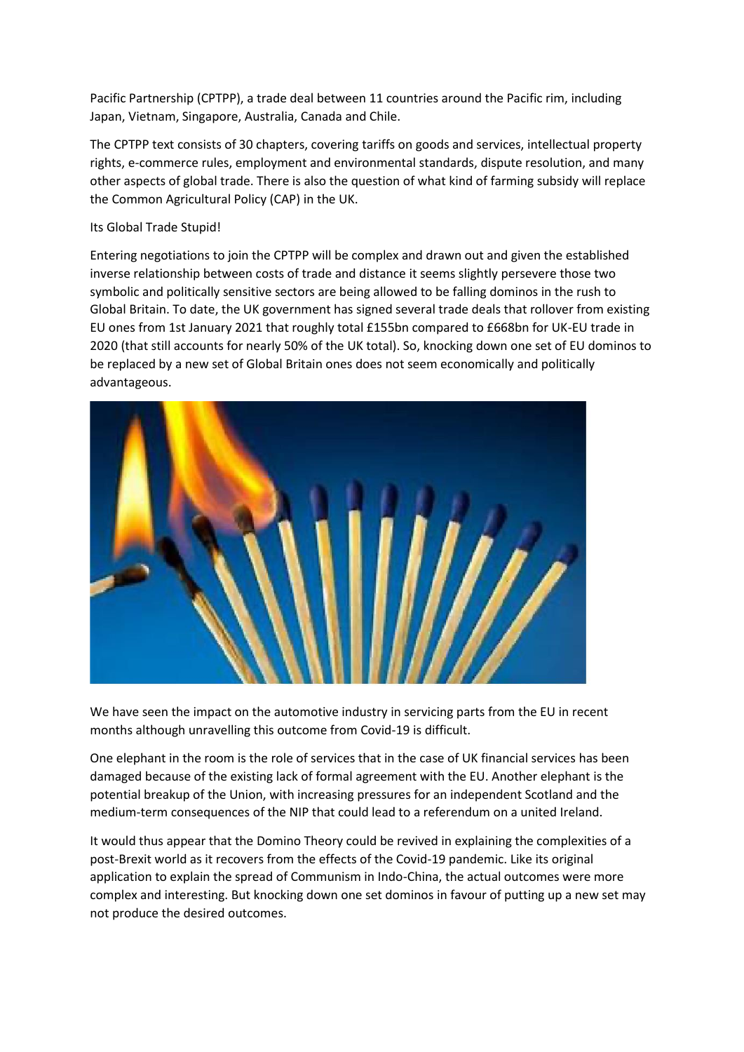Pacific Partnership (CPTPP), a trade deal between 11 countries around the Pacific rim, including Japan, Vietnam, Singapore, Australia, Canada and Chile.

The CPTPP text consists of 30 chapters, covering tariffs on goods and services, intellectual property rights, e-commerce rules, employment and environmental standards, dispute resolution, and many other aspects of global trade. There is also the question of what kind of farming subsidy will replace the Common Agricultural Policy (CAP) in the UK.

Its Global Trade Stupid!

Entering negotiations to join the CPTPP will be complex and drawn out and given the established inverse relationship between costs of trade and distance it seems slightly persevere those two symbolic and politically sensitive sectors are being allowed to be falling dominos in the rush to Global Britain. To date, the UK government has signed several trade deals that rollover from existing EU ones from 1st January 2021 that roughly total £155bn compared to £668bn for UK-EU trade in 2020 (that still accounts for nearly 50% of the UK total). So, knocking down one set of EU dominos to be replaced by a new set of Global Britain ones does not seem economically and politically advantageous.

We have seen the impact on the automotive industry in servicing parts from the EU in recent months although unravelling this outcome from Covid-19 is difficult.

One elephant in the room is the role of services that in the case of UK financial services has been damaged because of the existing lack of formal agreement with the EU. Another elephant is the potential breakup of the Union, with increasing pressures for an independent Scotland and the medium-term consequences of the NIP that could lead to a referendum on a united Ireland.

It would thus appear that the Domino Theory could be revived in explaining the complexities of a post-Brexit world as it recovers from the effects of the Covid-19 pandemic. Like its original application to explain the spread of Communism in Indo-China, the actual outcomes were more complex and interesting. But knocking down one set dominos in favour of putting up a new set may not produce the desired outcomes.